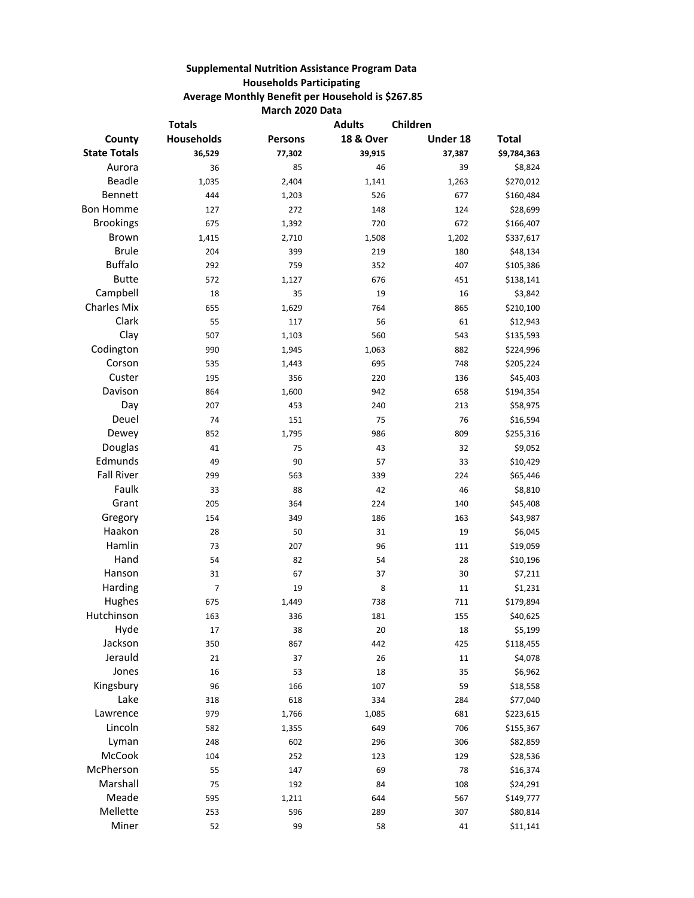**Supplemental Nutrition Assistance Program Data**
**Households Participating**
**Average Monthly Benefit per Household is $267.85**
**March 2020 Data**

| | Totals | | Adults | Children | |
|---|---|---|---|---|---|
| **County** | **Households** | **Persons** | **18 & Over** | **Under 18** | **Total** |
| **State Totals** | **36,529** | **77,302** | **39,915** | **37,387** | **$9,784,363** |
| Aurora | 36 | 85 | 46 | 39 | $8,824 |
| Beadle | 1,035 | 2,404 | 1,141 | 1,263 | $270,012 |
| Bennett | 444 | 1,203 | 526 | 677 | $160,484 |
| Bon Homme | 127 | 272 | 148 | 124 | $28,699 |
| Brookings | 675 | 1,392 | 720 | 672 | $166,407 |
| Brown | 1,415 | 2,710 | 1,508 | 1,202 | $337,617 |
| Brule | 204 | 399 | 219 | 180 | $48,134 |
| Buffalo | 292 | 759 | 352 | 407 | $105,386 |
| Butte | 572 | 1,127 | 676 | 451 | $138,141 |
| Campbell | 18 | 35 | 19 | 16 | $3,842 |
| Charles Mix | 655 | 1,629 | 764 | 865 | $210,100 |
| Clark | 55 | 117 | 56 | 61 | $12,943 |
| Clay | 507 | 1,103 | 560 | 543 | $135,593 |
| Codington | 990 | 1,945 | 1,063 | 882 | $224,996 |
| Corson | 535 | 1,443 | 695 | 748 | $205,224 |
| Custer | 195 | 356 | 220 | 136 | $45,403 |
| Davison | 864 | 1,600 | 942 | 658 | $194,354 |
| Day | 207 | 453 | 240 | 213 | $58,975 |
| Deuel | 74 | 151 | 75 | 76 | $16,594 |
| Dewey | 852 | 1,795 | 986 | 809 | $255,316 |
| Douglas | 41 | 75 | 43 | 32 | $9,052 |
| Edmunds | 49 | 90 | 57 | 33 | $10,429 |
| Fall River | 299 | 563 | 339 | 224 | $65,446 |
| Faulk | 33 | 88 | 42 | 46 | $8,810 |
| Grant | 205 | 364 | 224 | 140 | $45,408 |
| Gregory | 154 | 349 | 186 | 163 | $43,987 |
| Haakon | 28 | 50 | 31 | 19 | $6,045 |
| Hamlin | 73 | 207 | 96 | 111 | $19,059 |
| Hand | 54 | 82 | 54 | 28 | $10,196 |
| Hanson | 31 | 67 | 37 | 30 | $7,211 |
| Harding | 7 | 19 | 8 | 11 | $1,231 |
| Hughes | 675 | 1,449 | 738 | 711 | $179,894 |
| Hutchinson | 163 | 336 | 181 | 155 | $40,625 |
| Hyde | 17 | 38 | 20 | 18 | $5,199 |
| Jackson | 350 | 867 | 442 | 425 | $118,455 |
| Jerauld | 21 | 37 | 26 | 11 | $4,078 |
| Jones | 16 | 53 | 18 | 35 | $6,962 |
| Kingsbury | 96 | 166 | 107 | 59 | $18,558 |
| Lake | 318 | 618 | 334 | 284 | $77,040 |
| Lawrence | 979 | 1,766 | 1,085 | 681 | $223,615 |
| Lincoln | 582 | 1,355 | 649 | 706 | $155,367 |
| Lyman | 248 | 602 | 296 | 306 | $82,859 |
| McCook | 104 | 252 | 123 | 129 | $28,536 |
| McPherson | 55 | 147 | 69 | 78 | $16,374 |
| Marshall | 75 | 192 | 84 | 108 | $24,291 |
| Meade | 595 | 1,211 | 644 | 567 | $149,777 |
| Mellette | 253 | 596 | 289 | 307 | $80,814 |
| Miner | 52 | 99 | 58 | 41 | $11,141 |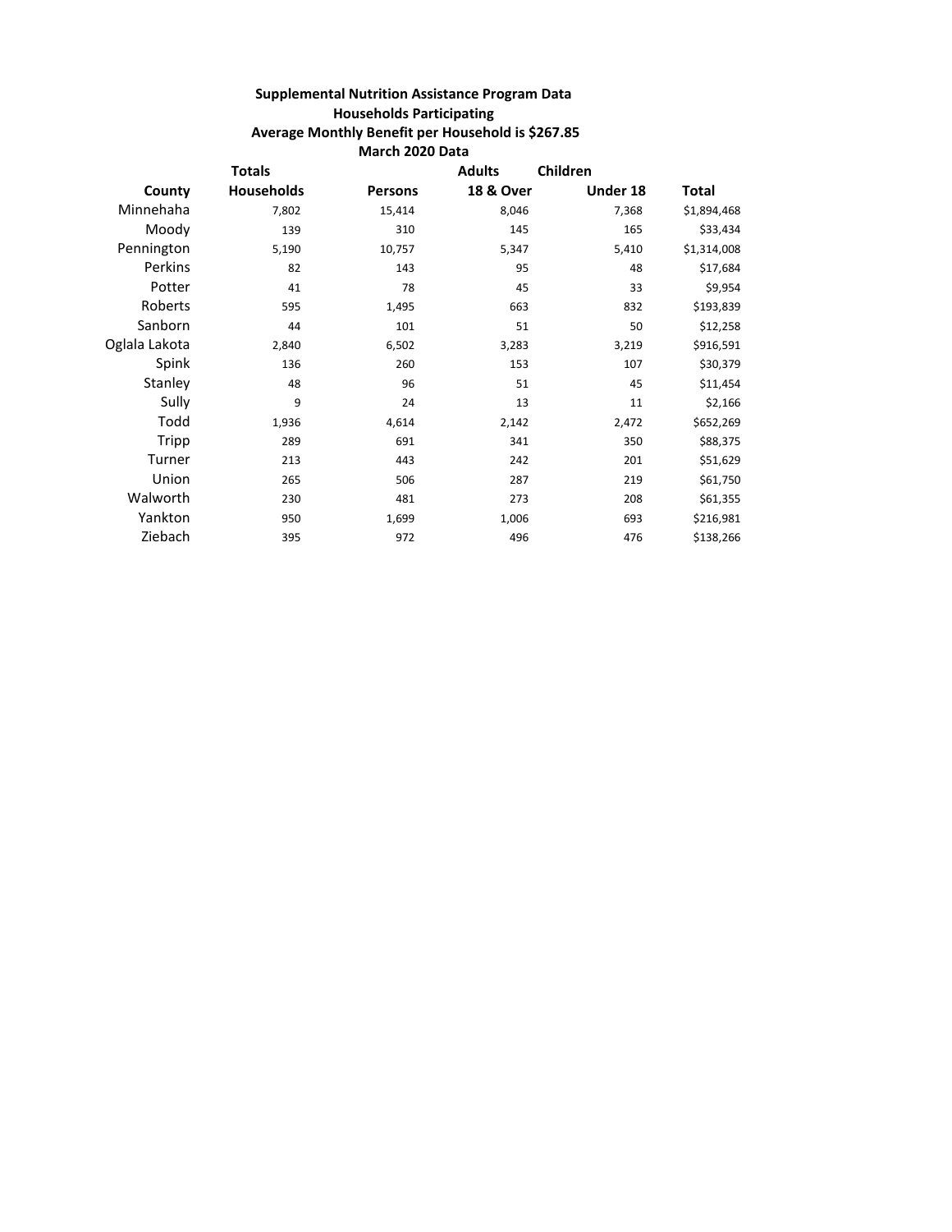**Supplemental Nutrition Assistance Program Data**
**Households Participating**
**Average Monthly Benefit per Household is $267.85**
**March 2020 Data**

| County | Totals Households | Persons | Adults 18 & Over | Children Under 18 | Total |
|---|---|---|---|---|---|
| Minnehaha | 7,802 | 15,414 | 8,046 | 7,368 | $1,894,468 |
| Moody | 139 | 310 | 145 | 165 | $33,434 |
| Pennington | 5,190 | 10,757 | 5,347 | 5,410 | $1,314,008 |
| Perkins | 82 | 143 | 95 | 48 | $17,684 |
| Potter | 41 | 78 | 45 | 33 | $9,954 |
| Roberts | 595 | 1,495 | 663 | 832 | $193,839 |
| Sanborn | 44 | 101 | 51 | 50 | $12,258 |
| Oglala Lakota | 2,840 | 6,502 | 3,283 | 3,219 | $916,591 |
| Spink | 136 | 260 | 153 | 107 | $30,379 |
| Stanley | 48 | 96 | 51 | 45 | $11,454 |
| Sully | 9 | 24 | 13 | 11 | $2,166 |
| Todd | 1,936 | 4,614 | 2,142 | 2,472 | $652,269 |
| Tripp | 289 | 691 | 341 | 350 | $88,375 |
| Turner | 213 | 443 | 242 | 201 | $51,629 |
| Union | 265 | 506 | 287 | 219 | $61,750 |
| Walworth | 230 | 481 | 273 | 208 | $61,355 |
| Yankton | 950 | 1,699 | 1,006 | 693 | $216,981 |
| Ziebach | 395 | 972 | 496 | 476 | $138,266 |